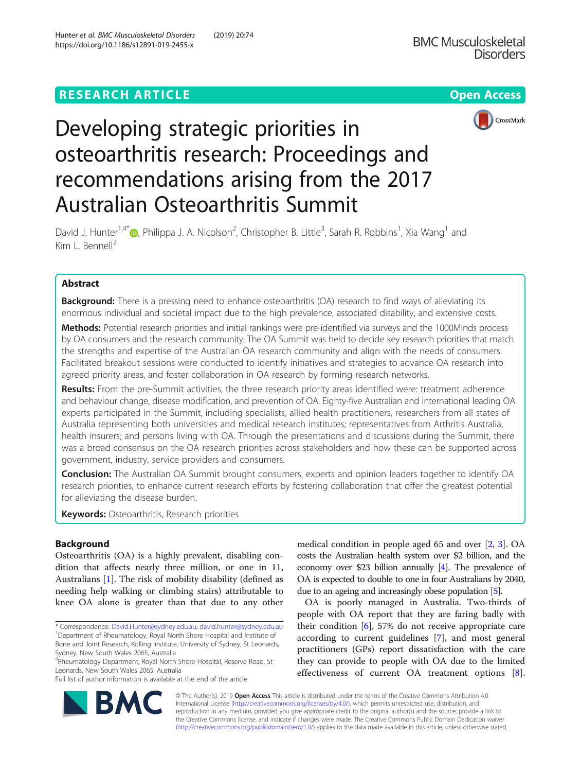RESEARCH ARTICLE

Open Access

# Developing strategic priorities in osteoarthritis research: Proceedings and recommendations arising from the 2017 Australian Osteoarthritis Summit

David J. Hunter[1,4*], Philippa J. A. Nicolson[2], Christopher B. Little[3], Sarah R. Robbins[1], Xia Wang[1] and Kim L. Bennell[2]

## Abstract

**Background:** There is a pressing need to enhance osteoarthritis (OA) research to find ways of alleviating its enormous individual and societal impact due to the high prevalence, associated disability, and extensive costs.

**Methods:** Potential research priorities and initial rankings were pre-identified via surveys and the 1000Minds process by OA consumers and the research community. The OA Summit was held to decide key research priorities that match the strengths and expertise of the Australian OA research community and align with the needs of consumers. Facilitated breakout sessions were conducted to identify initiatives and strategies to advance OA research into agreed priority areas, and foster collaboration in OA research by forming research networks.

**Results:** From the pre-Summit activities, the three research priority areas identified were: treatment adherence and behaviour change, disease modification, and prevention of OA. Eighty-five Australian and international leading OA experts participated in the Summit, including specialists, allied health practitioners, researchers from all states of Australia representing both universities and medical research institutes; representatives from Arthritis Australia, health insurers; and persons living with OA. Through the presentations and discussions during the Summit, there was a broad consensus on the OA research priorities across stakeholders and how these can be supported across government, industry, service providers and consumers.

**Conclusion:** The Australian OA Summit brought consumers, experts and opinion leaders together to identify OA research priorities, to enhance current research efforts by fostering collaboration that offer the greatest potential for alleviating the disease burden.

**Keywords:** Osteoarthritis, Research priorities

## Background

Osteoarthritis (OA) is a highly prevalent, disabling condition that affects nearly three million, or one in 11, Australians [1]. The risk of mobility disability (defined as needing help walking or climbing stairs) attributable to knee OA alone is greater than that due to any other medical condition in people aged 65 and over [2, 3]. OA costs the Australian health system over $2 billion, and the economy over $23 billion annually [4]. The prevalence of OA is expected to double to one in four Australians by 2040, due to an ageing and increasingly obese population [5].

OA is poorly managed in Australia. Two-thirds of people with OA report that they are faring badly with their condition [6], 57% do not receive appropriate care according to current guidelines [7], and most general practitioners (GPs) report dissatisfaction with the care they can provide to people with OA due to the limited effectiveness of current OA treatment options [8].

* Correspondence: David.Hunter@sydney.edu.au; david.hunter@sydney.edu.au
[1]Department of Rheumatology, Royal North Shore Hospital and Institute of Bone and Joint Research, Kolling Institute, University of Sydney, St Leonards, Sydney, New South Wales 2065, Australia
[4]Rheumatology Department, Royal North Shore Hospital, Reserve Road, St Leonards, New South Wales 2065, Australia
Full list of author information is available at the end of the article

© The Author(s). 2019 **Open Access** This article is distributed under the terms of the Creative Commons Attribution 4.0 International License (http://creativecommons.org/licenses/by/4.0/), which permits unrestricted use, distribution, and reproduction in any medium, provided you give appropriate credit to the original author(s) and the source, provide a link to the Creative Commons license, and indicate if changes were made. The Creative Commons Public Domain Dedication waiver (http://creativecommons.org/publicdomain/zero/1.0/) applies to the data made available in this article, unless otherwise stated.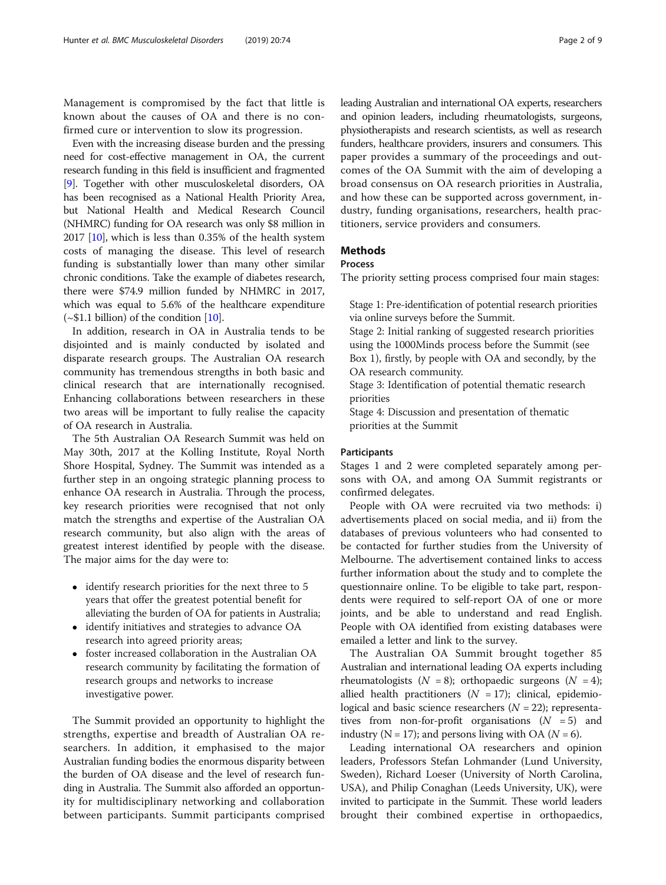Management is compromised by the fact that little is known about the causes of OA and there is no confirmed cure or intervention to slow its progression.

Even with the increasing disease burden and the pressing need for cost-effective management in OA, the current research funding in this field is insufficient and fragmented [9]. Together with other musculoskeletal disorders, OA has been recognised as a National Health Priority Area, but National Health and Medical Research Council (NHMRC) funding for OA research was only $8 million in 2017 [10], which is less than 0.35% of the health system costs of managing the disease. This level of research funding is substantially lower than many other similar chronic conditions. Take the example of diabetes research, there were $74.9 million funded by NHMRC in 2017, which was equal to 5.6% of the healthcare expenditure (~$1.1 billion) of the condition [10].

In addition, research in OA in Australia tends to be disjointed and is mainly conducted by isolated and disparate research groups. The Australian OA research community has tremendous strengths in both basic and clinical research that are internationally recognised. Enhancing collaborations between researchers in these two areas will be important to fully realise the capacity of OA research in Australia.

The 5th Australian OA Research Summit was held on May 30th, 2017 at the Kolling Institute, Royal North Shore Hospital, Sydney. The Summit was intended as a further step in an ongoing strategic planning process to enhance OA research in Australia. Through the process, key research priorities were recognised that not only match the strengths and expertise of the Australian OA research community, but also align with the areas of greatest interest identified by people with the disease. The major aims for the day were to:

- identify research priorities for the next three to 5 years that offer the greatest potential benefit for alleviating the burden of OA for patients in Australia;
- identify initiatives and strategies to advance OA research into agreed priority areas;
- foster increased collaboration in the Australian OA research community by facilitating the formation of research groups and networks to increase investigative power.

The Summit provided an opportunity to highlight the strengths, expertise and breadth of Australian OA researchers. In addition, it emphasised to the major Australian funding bodies the enormous disparity between the burden of OA disease and the level of research funding in Australia. The Summit also afforded an opportunity for multidisciplinary networking and collaboration between participants. Summit participants comprised leading Australian and international OA experts, researchers and opinion leaders, including rheumatologists, surgeons, physiotherapists and research scientists, as well as research funders, healthcare providers, insurers and consumers. This paper provides a summary of the proceedings and outcomes of the OA Summit with the aim of developing a broad consensus on OA research priorities in Australia, and how these can be supported across government, industry, funding organisations, researchers, health practitioners, service providers and consumers.

## Methods

### Process

The priority setting process comprised four main stages:

Stage 1: Pre-identification of potential research priorities via online surveys before the Summit.

Stage 2: Initial ranking of suggested research priorities using the 1000Minds process before the Summit (see Box 1), firstly, by people with OA and secondly, by the OA research community.

Stage 3: Identification of potential thematic research priorities

Stage 4: Discussion and presentation of thematic priorities at the Summit

### Participants

Stages 1 and 2 were completed separately among persons with OA, and among OA Summit registrants or confirmed delegates.

People with OA were recruited via two methods: i) advertisements placed on social media, and ii) from the databases of previous volunteers who had consented to be contacted for further studies from the University of Melbourne. The advertisement contained links to access further information about the study and to complete the questionnaire online. To be eligible to take part, respondents were required to self-report OA of one or more joints, and be able to understand and read English. People with OA identified from existing databases were emailed a letter and link to the survey.

The Australian OA Summit brought together 85 Australian and international leading OA experts including rheumatologists ($N = 8$); orthopaedic surgeons ($N = 4$); allied health practitioners ($N = 17$); clinical, epidemiological and basic science researchers ($N = 22$); representatives from non-for-profit organisations ($N = 5$) and industry ($N = 17$); and persons living with OA ($N = 6$).

Leading international OA researchers and opinion leaders, Professors Stefan Lohmander (Lund University, Sweden), Richard Loeser (University of North Carolina, USA), and Philip Conaghan (Leeds University, UK), were invited to participate in the Summit. These world leaders brought their combined expertise in orthopaedics,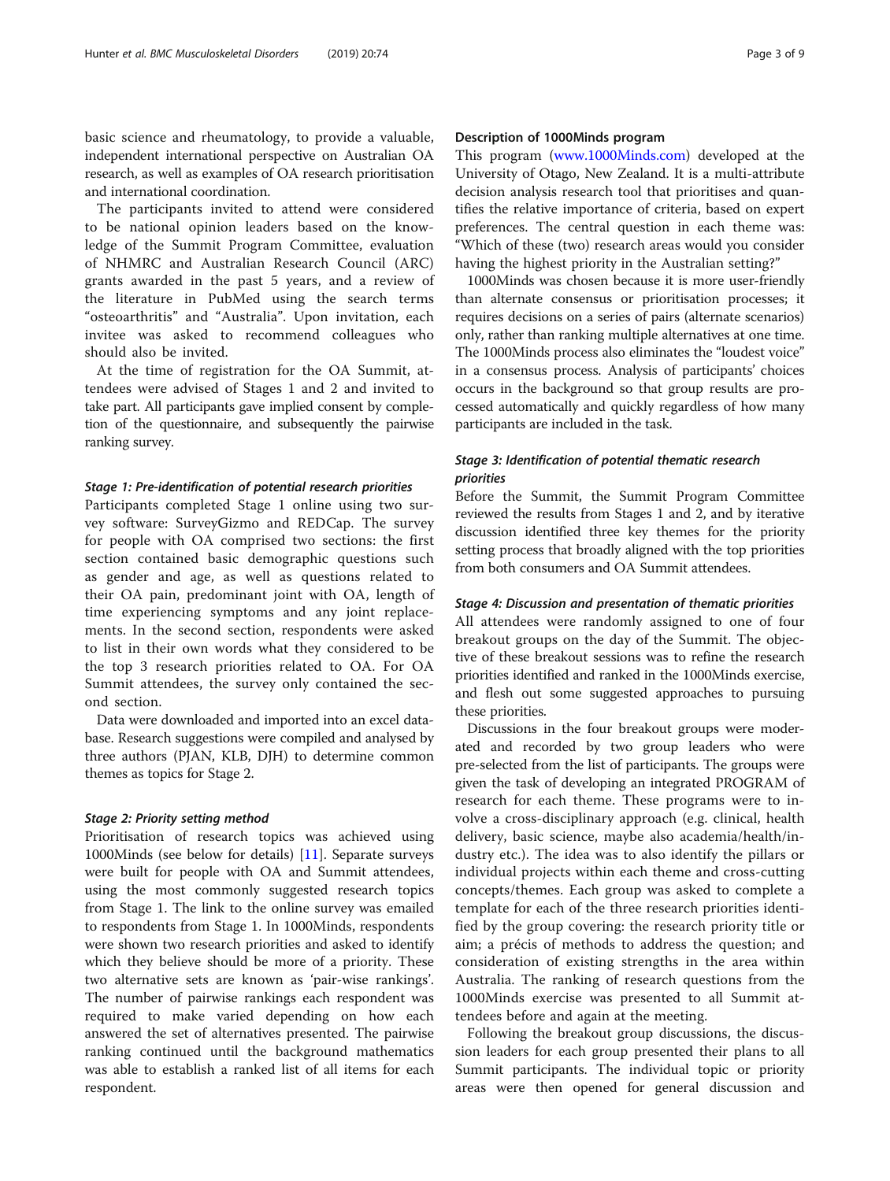basic science and rheumatology, to provide a valuable, independent international perspective on Australian OA research, as well as examples of OA research prioritisation and international coordination.

The participants invited to attend were considered to be national opinion leaders based on the knowledge of the Summit Program Committee, evaluation of NHMRC and Australian Research Council (ARC) grants awarded in the past 5 years, and a review of the literature in PubMed using the search terms "osteoarthritis" and "Australia". Upon invitation, each invitee was asked to recommend colleagues who should also be invited.

At the time of registration for the OA Summit, attendees were advised of Stages 1 and 2 and invited to take part. All participants gave implied consent by completion of the questionnaire, and subsequently the pairwise ranking survey.

#### *Stage 1: Pre-identification of potential research priorities*

Participants completed Stage 1 online using two survey software: SurveyGizmo and REDCap. The survey for people with OA comprised two sections: the first section contained basic demographic questions such as gender and age, as well as questions related to their OA pain, predominant joint with OA, length of time experiencing symptoms and any joint replacements. In the second section, respondents were asked to list in their own words what they considered to be the top 3 research priorities related to OA. For OA Summit attendees, the survey only contained the second section.

Data were downloaded and imported into an excel database. Research suggestions were compiled and analysed by three authors (PJAN, KLB, DJH) to determine common themes as topics for Stage 2.

#### *Stage 2: Priority setting method*

Prioritisation of research topics was achieved using 1000Minds (see below for details) [11]. Separate surveys were built for people with OA and Summit attendees, using the most commonly suggested research topics from Stage 1. The link to the online survey was emailed to respondents from Stage 1. In 1000Minds, respondents were shown two research priorities and asked to identify which they believe should be more of a priority. These two alternative sets are known as 'pair-wise rankings'. The number of pairwise rankings each respondent was required to make varied depending on how each answered the set of alternatives presented. The pairwise ranking continued until the background mathematics was able to establish a ranked list of all items for each respondent.

### Description of 1000Minds program

This program (www.1000Minds.com) developed at the University of Otago, New Zealand. It is a multi-attribute decision analysis research tool that prioritises and quantifies the relative importance of criteria, based on expert preferences. The central question in each theme was: "Which of these (two) research areas would you consider having the highest priority in the Australian setting?"

1000Minds was chosen because it is more user-friendly than alternate consensus or prioritisation processes; it requires decisions on a series of pairs (alternate scenarios) only, rather than ranking multiple alternatives at one time. The 1000Minds process also eliminates the "loudest voice" in a consensus process. Analysis of participants' choices occurs in the background so that group results are processed automatically and quickly regardless of how many participants are included in the task.

#### *Stage 3: Identification of potential thematic research priorities*

Before the Summit, the Summit Program Committee reviewed the results from Stages 1 and 2, and by iterative discussion identified three key themes for the priority setting process that broadly aligned with the top priorities from both consumers and OA Summit attendees.

#### *Stage 4: Discussion and presentation of thematic priorities*

All attendees were randomly assigned to one of four breakout groups on the day of the Summit. The objective of these breakout sessions was to refine the research priorities identified and ranked in the 1000Minds exercise, and flesh out some suggested approaches to pursuing these priorities.

Discussions in the four breakout groups were moderated and recorded by two group leaders who were pre-selected from the list of participants. The groups were given the task of developing an integrated PROGRAM of research for each theme. These programs were to involve a cross-disciplinary approach (e.g. clinical, health delivery, basic science, maybe also academia/health/industry etc.). The idea was to also identify the pillars or individual projects within each theme and cross-cutting concepts/themes. Each group was asked to complete a template for each of the three research priorities identified by the group covering: the research priority title or aim; a précis of methods to address the question; and consideration of existing strengths in the area within Australia. The ranking of research questions from the 1000Minds exercise was presented to all Summit attendees before and again at the meeting.

Following the breakout group discussions, the discussion leaders for each group presented their plans to all Summit participants. The individual topic or priority areas were then opened for general discussion and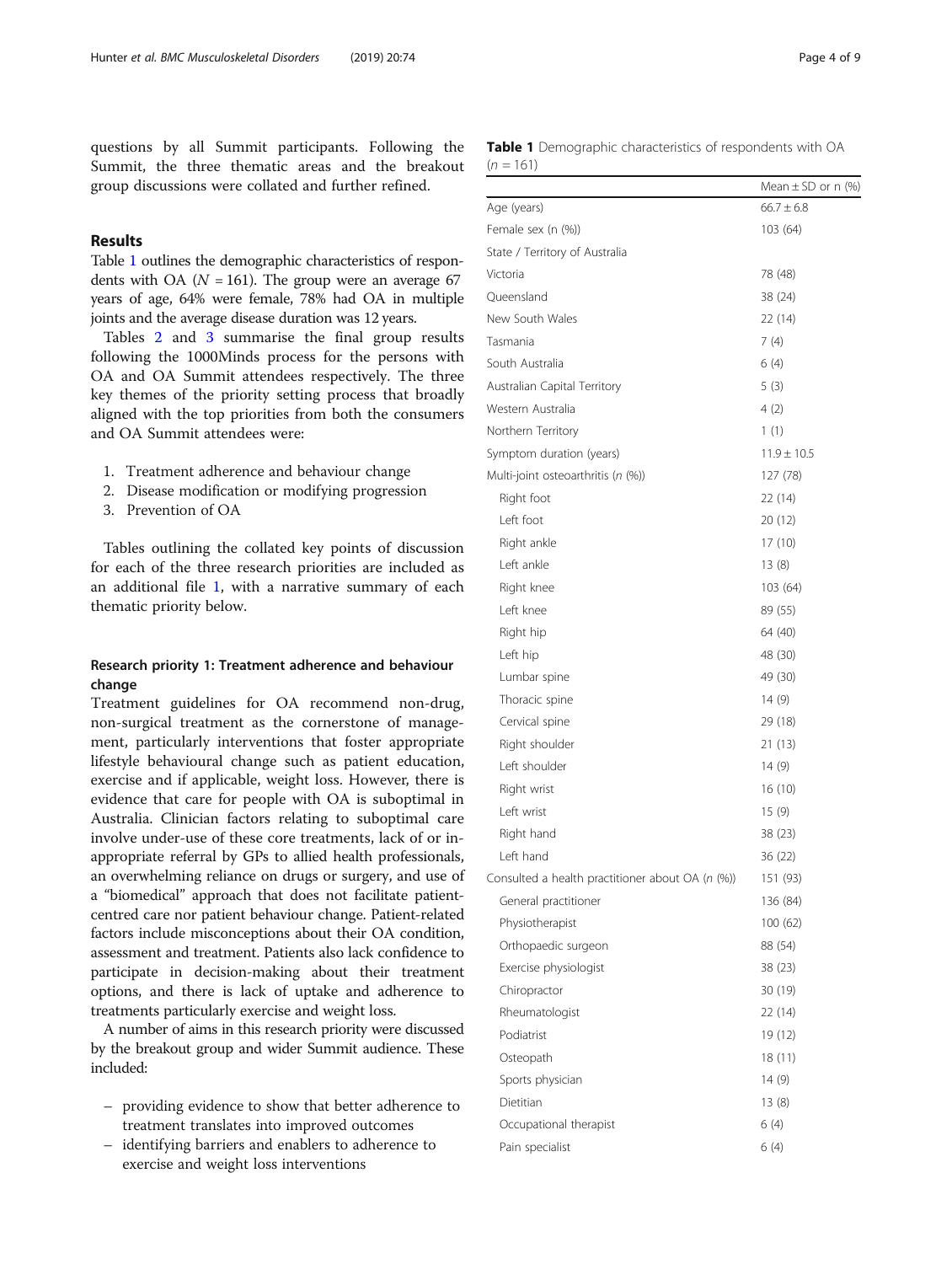questions by all Summit participants. Following the Summit, the three thematic areas and the breakout group discussions were collated and further refined.

## Results

Table 1 outlines the demographic characteristics of respondents with OA ($N$ = 161). The group were an average 67 years of age, 64% were female, 78% had OA in multiple joints and the average disease duration was 12 years.

Tables 2 and 3 summarise the final group results following the 1000Minds process for the persons with OA and OA Summit attendees respectively. The three key themes of the priority setting process that broadly aligned with the top priorities from both the consumers and OA Summit attendees were:

1. Treatment adherence and behaviour change
2. Disease modification or modifying progression
3. Prevention of OA

Tables outlining the collated key points of discussion for each of the three research priorities are included as an additional file 1, with a narrative summary of each thematic priority below.

### Research priority 1: Treatment adherence and behaviour change

Treatment guidelines for OA recommend non-drug, non-surgical treatment as the cornerstone of management, particularly interventions that foster appropriate lifestyle behavioural change such as patient education, exercise and if applicable, weight loss. However, there is evidence that care for people with OA is suboptimal in Australia. Clinician factors relating to suboptimal care involve under-use of these core treatments, lack of or inappropriate referral by GPs to allied health professionals, an overwhelming reliance on drugs or surgery, and use of a "biomedical" approach that does not facilitate patient-centred care nor patient behaviour change. Patient-related factors include misconceptions about their OA condition, assessment and treatment. Patients also lack confidence to participate in decision-making about their treatment options, and there is lack of uptake and adherence to treatments particularly exercise and weight loss.

A number of aims in this research priority were discussed by the breakout group and wider Summit audience. These included:

– providing evidence to show that better adherence to treatment translates into improved outcomes
– identifying barriers and enablers to adherence to exercise and weight loss interventions

**Table 1** Demographic characteristics of respondents with OA ($n$ = 161)

| | Mean ± SD or n (%) |
|---|---|
| Age (years) | 66.7 ± 6.8 |
| Female sex (n (%)) | 103 (64) |
| State / Territory of Australia | |
| Victoria | 78 (48) |
| Queensland | 38 (24) |
| New South Wales | 22 (14) |
| Tasmania | 7 (4) |
| South Australia | 6 (4) |
| Australian Capital Territory | 5 (3) |
| Western Australia | 4 (2) |
| Northern Territory | 1 (1) |
| Symptom duration (years) | 11.9 ± 10.5 |
| Multi-joint osteoarthritis ($n$ (%)) | 127 (78) |
| Right foot | 22 (14) |
| Left foot | 20 (12) |
| Right ankle | 17 (10) |
| Left ankle | 13 (8) |
| Right knee | 103 (64) |
| Left knee | 89 (55) |
| Right hip | 64 (40) |
| Left hip | 48 (30) |
| Lumbar spine | 49 (30) |
| Thoracic spine | 14 (9) |
| Cervical spine | 29 (18) |
| Right shoulder | 21 (13) |
| Left shoulder | 14 (9) |
| Right wrist | 16 (10) |
| Left wrist | 15 (9) |
| Right hand | 38 (23) |
| Left hand | 36 (22) |
| Consulted a health practitioner about OA ($n$ (%)) | 151 (93) |
| General practitioner | 136 (84) |
| Physiotherapist | 100 (62) |
| Orthopaedic surgeon | 88 (54) |
| Exercise physiologist | 38 (23) |
| Chiropractor | 30 (19) |
| Rheumatologist | 22 (14) |
| Podiatrist | 19 (12) |
| Osteopath | 18 (11) |
| Sports physician | 14 (9) |
| Dietitian | 13 (8) |
| Occupational therapist | 6 (4) |
| Pain specialist | 6 (4) |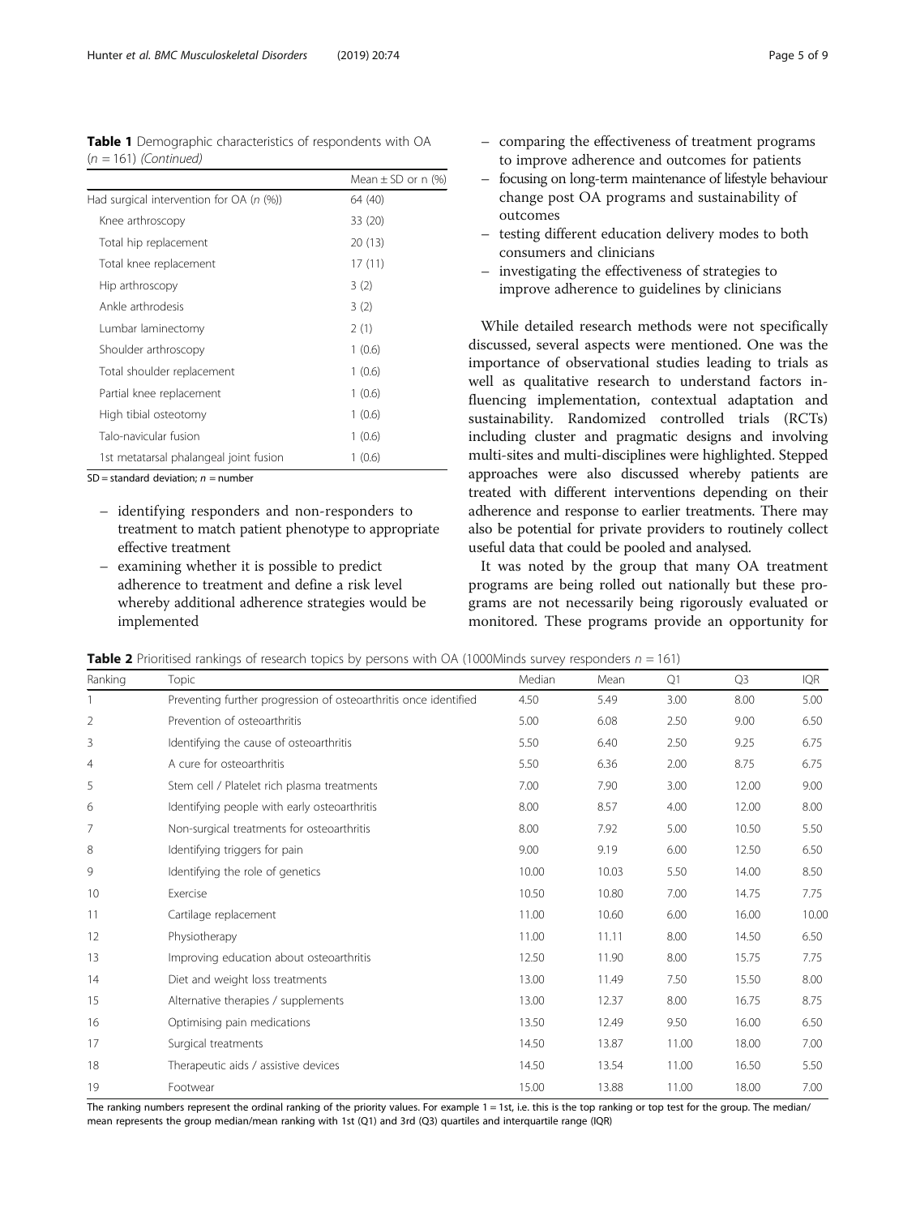**Table 1** Demographic characteristics of respondents with OA ($n = 161$) *(Continued)*

| | Mean ± SD or n (%) |
|---|---|
| Had surgical intervention for OA (*n* (%)) | 64 (40) |
| Knee arthroscopy | 33 (20) |
| Total hip replacement | 20 (13) |
| Total knee replacement | 17 (11) |
| Hip arthroscopy | 3 (2) |
| Ankle arthrodesis | 3 (2) |
| Lumbar laminectomy | 2 (1) |
| Shoulder arthroscopy | 1 (0.6) |
| Total shoulder replacement | 1 (0.6) |
| Partial knee replacement | 1 (0.6) |
| High tibial osteotomy | 1 (0.6) |
| Talo-navicular fusion | 1 (0.6) |
| 1st metatarsal phalangeal joint fusion | 1 (0.6) |

SD = standard deviation; *n* = number

- identifying responders and non-responders to treatment to match patient phenotype to appropriate effective treatment
- examining whether it is possible to predict adherence to treatment and define a risk level whereby additional adherence strategies would be implemented
- comparing the effectiveness of treatment programs to improve adherence and outcomes for patients
- focusing on long-term maintenance of lifestyle behaviour change post OA programs and sustainability of outcomes
- testing different education delivery modes to both consumers and clinicians
- investigating the effectiveness of strategies to improve adherence to guidelines by clinicians

While detailed research methods were not specifically discussed, several aspects were mentioned. One was the importance of observational studies leading to trials as well as qualitative research to understand factors influencing implementation, contextual adaptation and sustainability. Randomized controlled trials (RCTs) including cluster and pragmatic designs and involving multi-sites and multi-disciplines were highlighted. Stepped approaches were also discussed whereby patients are treated with different interventions depending on their adherence and response to earlier treatments. There may also be potential for private providers to routinely collect useful data that could be pooled and analysed.

It was noted by the group that many OA treatment programs are being rolled out nationally but these programs are not necessarily being rigorously evaluated or monitored. These programs provide an opportunity for

**Table 2** Prioritised rankings of research topics by persons with OA (1000Minds survey responders $n = 161$)

| Ranking | Topic | Median | Mean | Q1 | Q3 | IQR |
|---|---|---|---|---|---|---|
| 1 | Preventing further progression of osteoarthritis once identified | 4.50 | 5.49 | 3.00 | 8.00 | 5.00 |
| 2 | Prevention of osteoarthritis | 5.00 | 6.08 | 2.50 | 9.00 | 6.50 |
| 3 | Identifying the cause of osteoarthritis | 5.50 | 6.40 | 2.50 | 9.25 | 6.75 |
| 4 | A cure for osteoarthritis | 5.50 | 6.36 | 2.00 | 8.75 | 6.75 |
| 5 | Stem cell / Platelet rich plasma treatments | 7.00 | 7.90 | 3.00 | 12.00 | 9.00 |
| 6 | Identifying people with early osteoarthritis | 8.00 | 8.57 | 4.00 | 12.00 | 8.00 |
| 7 | Non-surgical treatments for osteoarthritis | 8.00 | 7.92 | 5.00 | 10.50 | 5.50 |
| 8 | Identifying triggers for pain | 9.00 | 9.19 | 6.00 | 12.50 | 6.50 |
| 9 | Identifying the role of genetics | 10.00 | 10.03 | 5.50 | 14.00 | 8.50 |
| 10 | Exercise | 10.50 | 10.80 | 7.00 | 14.75 | 7.75 |
| 11 | Cartilage replacement | 11.00 | 10.60 | 6.00 | 16.00 | 10.00 |
| 12 | Physiotherapy | 11.00 | 11.11 | 8.00 | 14.50 | 6.50 |
| 13 | Improving education about osteoarthritis | 12.50 | 11.90 | 8.00 | 15.75 | 7.75 |
| 14 | Diet and weight loss treatments | 13.00 | 11.49 | 7.50 | 15.50 | 8.00 |
| 15 | Alternative therapies / supplements | 13.00 | 12.37 | 8.00 | 16.75 | 8.75 |
| 16 | Optimising pain medications | 13.50 | 12.49 | 9.50 | 16.00 | 6.50 |
| 17 | Surgical treatments | 14.50 | 13.87 | 11.00 | 18.00 | 7.00 |
| 18 | Therapeutic aids / assistive devices | 14.50 | 13.54 | 11.00 | 16.50 | 5.50 |
| 19 | Footwear | 15.00 | 13.88 | 11.00 | 18.00 | 7.00 |

The ranking numbers represent the ordinal ranking of the priority values. For example 1 = 1st, i.e. this is the top ranking or top test for the group. The median/mean represents the group median/mean ranking with 1st (Q1) and 3rd (Q3) quartiles and interquartile range (IQR)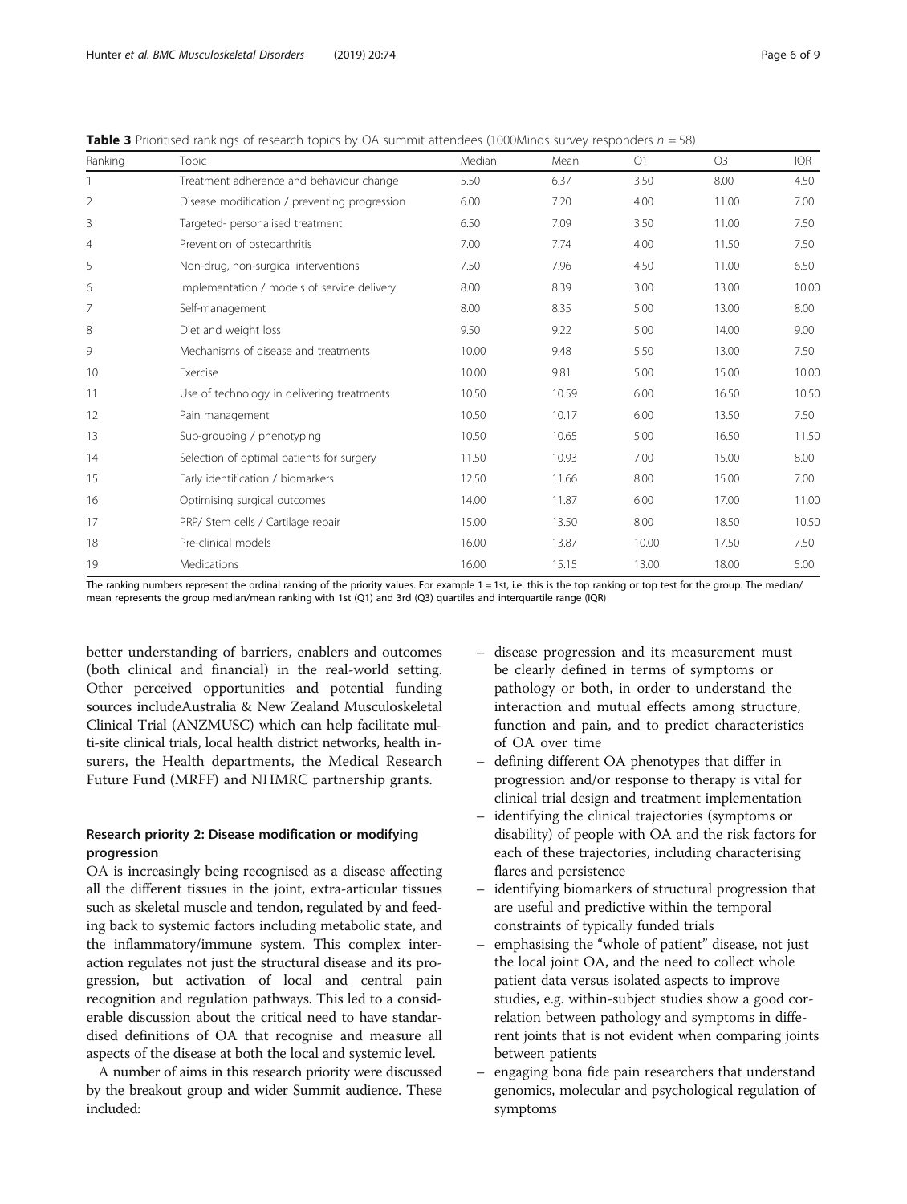**Table 3** Prioritised rankings of research topics by OA summit attendees (1000Minds survey responders $n = 58$)

| Ranking | Topic | Median | Mean | Q1 | Q3 | IQR |
|---|---|---|---|---|---|---|
| 1 | Treatment adherence and behaviour change | 5.50 | 6.37 | 3.50 | 8.00 | 4.50 |
| 2 | Disease modification / preventing progression | 6.00 | 7.20 | 4.00 | 11.00 | 7.00 |
| 3 | Targeted- personalised treatment | 6.50 | 7.09 | 3.50 | 11.00 | 7.50 |
| 4 | Prevention of osteoarthritis | 7.00 | 7.74 | 4.00 | 11.50 | 7.50 |
| 5 | Non-drug, non-surgical interventions | 7.50 | 7.96 | 4.50 | 11.00 | 6.50 |
| 6 | Implementation / models of service delivery | 8.00 | 8.39 | 3.00 | 13.00 | 10.00 |
| 7 | Self-management | 8.00 | 8.35 | 5.00 | 13.00 | 8.00 |
| 8 | Diet and weight loss | 9.50 | 9.22 | 5.00 | 14.00 | 9.00 |
| 9 | Mechanisms of disease and treatments | 10.00 | 9.48 | 5.50 | 13.00 | 7.50 |
| 10 | Exercise | 10.00 | 9.81 | 5.00 | 15.00 | 10.00 |
| 11 | Use of technology in delivering treatments | 10.50 | 10.59 | 6.00 | 16.50 | 10.50 |
| 12 | Pain management | 10.50 | 10.17 | 6.00 | 13.50 | 7.50 |
| 13 | Sub-grouping / phenotyping | 10.50 | 10.65 | 5.00 | 16.50 | 11.50 |
| 14 | Selection of optimal patients for surgery | 11.50 | 10.93 | 7.00 | 15.00 | 8.00 |
| 15 | Early identification / biomarkers | 12.50 | 11.66 | 8.00 | 15.00 | 7.00 |
| 16 | Optimising surgical outcomes | 14.00 | 11.87 | 6.00 | 17.00 | 11.00 |
| 17 | PRP/ Stem cells / Cartilage repair | 15.00 | 13.50 | 8.00 | 18.50 | 10.50 |
| 18 | Pre-clinical models | 16.00 | 13.87 | 10.00 | 17.50 | 7.50 |
| 19 | Medications | 16.00 | 15.15 | 13.00 | 18.00 | 5.00 |

The ranking numbers represent the ordinal ranking of the priority values. For example 1 = 1st, i.e. this is the top ranking or top test for the group. The median/mean represents the group median/mean ranking with 1st (Q1) and 3rd (Q3) quartiles and interquartile range (IQR)

better understanding of barriers, enablers and outcomes (both clinical and financial) in the real-world setting. Other perceived opportunities and potential funding sources includeAustralia & New Zealand Musculoskeletal Clinical Trial (ANZMUSC) which can help facilitate multi-site clinical trials, local health district networks, health insurers, the Health departments, the Medical Research Future Fund (MRFF) and NHMRC partnership grants.

## Research priority 2: Disease modification or modifying progression

OA is increasingly being recognised as a disease affecting all the different tissues in the joint, extra-articular tissues such as skeletal muscle and tendon, regulated by and feeding back to systemic factors including metabolic state, and the inflammatory/immune system. This complex interaction regulates not just the structural disease and its progression, but activation of local and central pain recognition and regulation pathways. This led to a considerable discussion about the critical need to have standardised definitions of OA that recognise and measure all aspects of the disease at both the local and systemic level.

A number of aims in this research priority were discussed by the breakout group and wider Summit audience. These included:

- disease progression and its measurement must be clearly defined in terms of symptoms or pathology or both, in order to understand the interaction and mutual effects among structure, function and pain, and to predict characteristics of OA over time
- defining different OA phenotypes that differ in progression and/or response to therapy is vital for clinical trial design and treatment implementation
- identifying the clinical trajectories (symptoms or disability) of people with OA and the risk factors for each of these trajectories, including characterising flares and persistence
- identifying biomarkers of structural progression that are useful and predictive within the temporal constraints of typically funded trials
- emphasising the "whole of patient" disease, not just the local joint OA, and the need to collect whole patient data versus isolated aspects to improve studies, e.g. within-subject studies show a good correlation between pathology and symptoms in different joints that is not evident when comparing joints between patients
- engaging bona fide pain researchers that understand genomics, molecular and psychological regulation of symptoms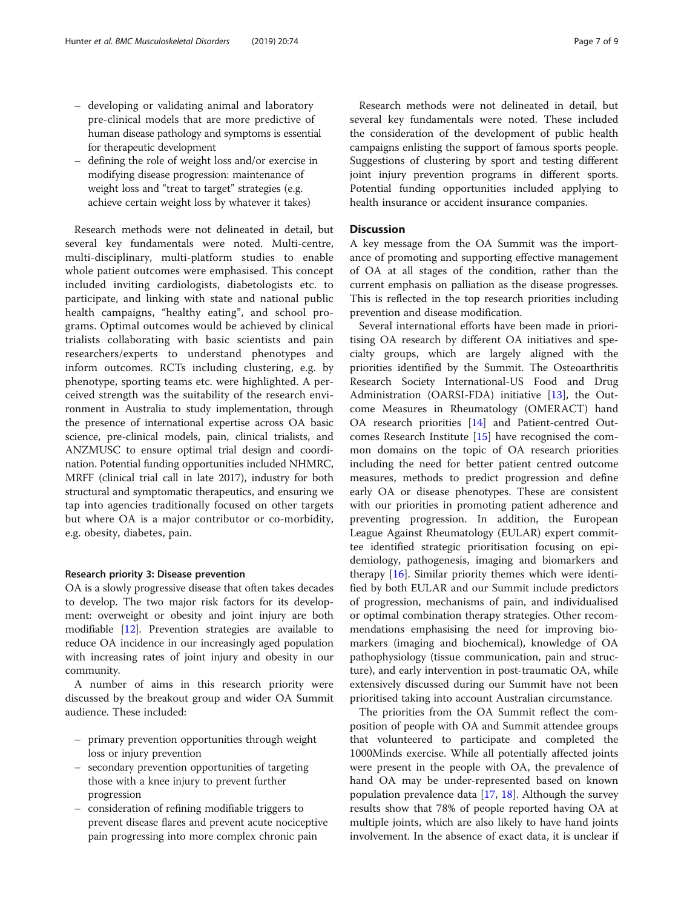- developing or validating animal and laboratory pre-clinical models that are more predictive of human disease pathology and symptoms is essential for therapeutic development
- defining the role of weight loss and/or exercise in modifying disease progression: maintenance of weight loss and "treat to target" strategies (e.g. achieve certain weight loss by whatever it takes)

Research methods were not delineated in detail, but several key fundamentals were noted. Multi-centre, multi-disciplinary, multi-platform studies to enable whole patient outcomes were emphasised. This concept included inviting cardiologists, diabetologists etc. to participate, and linking with state and national public health campaigns, "healthy eating", and school programs. Optimal outcomes would be achieved by clinical trialists collaborating with basic scientists and pain researchers/experts to understand phenotypes and inform outcomes. RCTs including clustering, e.g. by phenotype, sporting teams etc. were highlighted. A perceived strength was the suitability of the research environment in Australia to study implementation, through the presence of international expertise across OA basic science, pre-clinical models, pain, clinical trialists, and ANZMUSC to ensure optimal trial design and coordination. Potential funding opportunities included NHMRC, MRFF (clinical trial call in late 2017), industry for both structural and symptomatic therapeutics, and ensuring we tap into agencies traditionally focused on other targets but where OA is a major contributor or co-morbidity, e.g. obesity, diabetes, pain.

#### Research priority 3: Disease prevention

OA is a slowly progressive disease that often takes decades to develop. The two major risk factors for its development: overweight or obesity and joint injury are both modifiable [12]. Prevention strategies are available to reduce OA incidence in our increasingly aged population with increasing rates of joint injury and obesity in our community.

A number of aims in this research priority were discussed by the breakout group and wider OA Summit audience. These included:

- primary prevention opportunities through weight loss or injury prevention
- secondary prevention opportunities of targeting those with a knee injury to prevent further progression
- consideration of refining modifiable triggers to prevent disease flares and prevent acute nociceptive pain progressing into more complex chronic pain

Research methods were not delineated in detail, but several key fundamentals were noted. These included the consideration of the development of public health campaigns enlisting the support of famous sports people. Suggestions of clustering by sport and testing different joint injury prevention programs in different sports. Potential funding opportunities included applying to health insurance or accident insurance companies.

## Discussion

A key message from the OA Summit was the importance of promoting and supporting effective management of OA at all stages of the condition, rather than the current emphasis on palliation as the disease progresses. This is reflected in the top research priorities including prevention and disease modification.

Several international efforts have been made in prioritising OA research by different OA initiatives and specialty groups, which are largely aligned with the priorities identified by the Summit. The Osteoarthritis Research Society International-US Food and Drug Administration (OARSI-FDA) initiative [13], the Outcome Measures in Rheumatology (OMERACT) hand OA research priorities [14] and Patient-centred Outcomes Research Institute [15] have recognised the common domains on the topic of OA research priorities including the need for better patient centred outcome measures, methods to predict progression and define early OA or disease phenotypes. These are consistent with our priorities in promoting patient adherence and preventing progression. In addition, the European League Against Rheumatology (EULAR) expert committee identified strategic prioritisation focusing on epidemiology, pathogenesis, imaging and biomarkers and therapy [16]. Similar priority themes which were identified by both EULAR and our Summit include predictors of progression, mechanisms of pain, and individualised or optimal combination therapy strategies. Other recommendations emphasising the need for improving biomarkers (imaging and biochemical), knowledge of OA pathophysiology (tissue communication, pain and structure), and early intervention in post-traumatic OA, while extensively discussed during our Summit have not been prioritised taking into account Australian circumstance.

The priorities from the OA Summit reflect the composition of people with OA and Summit attendee groups that volunteered to participate and completed the 1000Minds exercise. While all potentially affected joints were present in the people with OA, the prevalence of hand OA may be under-represented based on known population prevalence data [17, 18]. Although the survey results show that 78% of people reported having OA at multiple joints, which are also likely to have hand joints involvement. In the absence of exact data, it is unclear if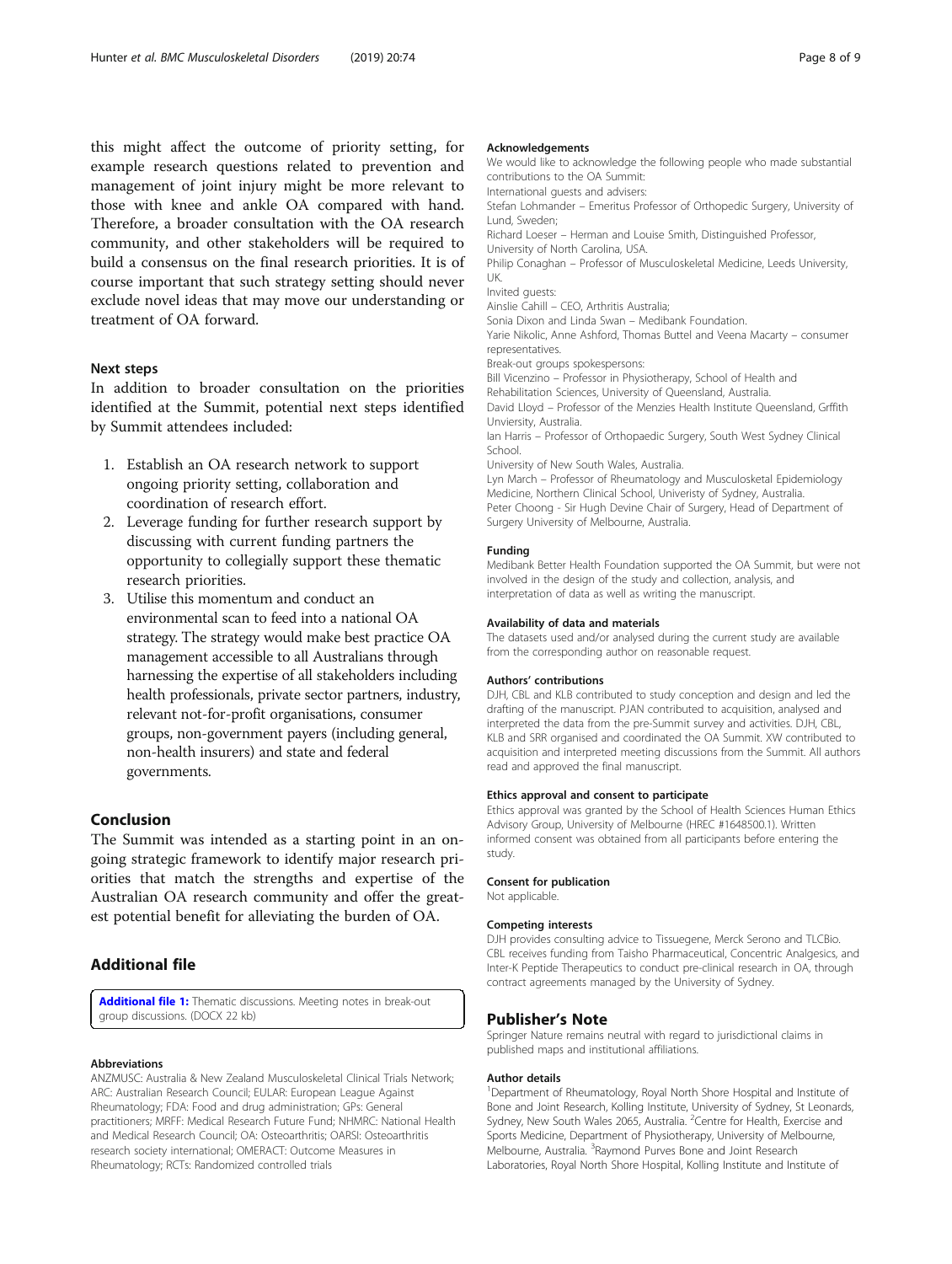this might affect the outcome of priority setting, for example research questions related to prevention and management of joint injury might be more relevant to those with knee and ankle OA compared with hand. Therefore, a broader consultation with the OA research community, and other stakeholders will be required to build a consensus on the final research priorities. It is of course important that such strategy setting should never exclude novel ideas that may move our understanding or treatment of OA forward.

### Next steps

In addition to broader consultation on the priorities identified at the Summit, potential next steps identified by Summit attendees included:

1. Establish an OA research network to support ongoing priority setting, collaboration and coordination of research effort.
2. Leverage funding for further research support by discussing with current funding partners the opportunity to collegially support these thematic research priorities.
3. Utilise this momentum and conduct an environmental scan to feed into a national OA strategy. The strategy would make best practice OA management accessible to all Australians through harnessing the expertise of all stakeholders including health professionals, private sector partners, industry, relevant not-for-profit organisations, consumer groups, non-government payers (including general, non-health insurers) and state and federal governments.

## Conclusion

The Summit was intended as a starting point in an on-going strategic framework to identify major research priorities that match the strengths and expertise of the Australian OA research community and offer the greatest potential benefit for alleviating the burden of OA.

## Additional file

**Additional file 1:** Thematic discussions. Meeting notes in break-out group discussions. (DOCX 22 kb)

#### Abbreviations

ANZMUSC: Australia & New Zealand Musculoskeletal Clinical Trials Network; ARC: Australian Research Council; EULAR: European League Against Rheumatology; FDA: Food and drug administration; GPs: General practitioners; MRFF: Medical Research Future Fund; NHMRC: National Health and Medical Research Council; OA: Osteoarthritis; OARSI: Osteoarthritis research society international; OMERACT: Outcome Measures in Rheumatology; RCTs: Randomized controlled trials

#### Acknowledgements

We would like to acknowledge the following people who made substantial contributions to the OA Summit:

International guests and advisers:

Stefan Lohmander – Emeritus Professor of Orthopedic Surgery, University of Lund, Sweden;

Richard Loeser – Herman and Louise Smith, Distinguished Professor, University of North Carolina, USA.

Philip Conaghan – Professor of Musculoskeletal Medicine, Leeds University, UK.

Invited guests:

Ainslie Cahill – CEO, Arthritis Australia;

Sonia Dixon and Linda Swan – Medibank Foundation.

Yarie Nikolic, Anne Ashford, Thomas Buttel and Veena Macarty – consumer representatives.

Break-out groups spokespersons:

Bill Vicenzino – Professor in Physiotherapy, School of Health and Rehabilitation Sciences, University of Queensland, Australia.

David Lloyd – Professor of the Menzies Health Institute Queensland, Grffith Unviersity, Australia.

Ian Harris – Professor of Orthopaedic Surgery, South West Sydney Clinical School.

University of New South Wales, Australia.

Lyn March – Professor of Rheumatology and Musculoskeletal Epidemiology Medicine, Northern Clinical School, Univeristy of Sydney, Australia.

Peter Choong - Sir Hugh Devine Chair of Surgery, Head of Department of Surgery University of Melbourne, Australia.

#### Funding

Medibank Better Health Foundation supported the OA Summit, but were not involved in the design of the study and collection, analysis, and interpretation of data as well as writing the manuscript.

#### Availability of data and materials

The datasets used and/or analysed during the current study are available from the corresponding author on reasonable request.

#### Authors' contributions

DJH, CBL and KLB contributed to study conception and design and led the drafting of the manuscript. PJAN contributed to acquisition, analysed and interpreted the data from the pre-Summit survey and activities. DJH, CBL, KLB and SRR organised and coordinated the OA Summit. XW contributed to acquisition and interpreted meeting discussions from the Summit. All authors read and approved the final manuscript.

#### Ethics approval and consent to participate

Ethics approval was granted by the School of Health Sciences Human Ethics Advisory Group, University of Melbourne (HREC #1648500.1). Written informed consent was obtained from all participants before entering the study.

#### Consent for publication

Not applicable.

#### Competing interests

DJH provides consulting advice to Tissuegene, Merck Serono and TLCBio. CBL receives funding from Taisho Pharmaceutical, Concentric Analgesics, and Inter-K Peptide Therapeutics to conduct pre-clinical research in OA, through contract agreements managed by the University of Sydney.

## Publisher's Note

Springer Nature remains neutral with regard to jurisdictional claims in published maps and institutional affiliations.

#### Author details

[1]Department of Rheumatology, Royal North Shore Hospital and Institute of Bone and Joint Research, Kolling Institute, University of Sydney, St Leonards, Sydney, New South Wales 2065, Australia. [2]Centre for Health, Exercise and Sports Medicine, Department of Physiotherapy, University of Melbourne, Melbourne, Australia. [3]Raymond Purves Bone and Joint Research Laboratories, Royal North Shore Hospital, Kolling Institute and Institute of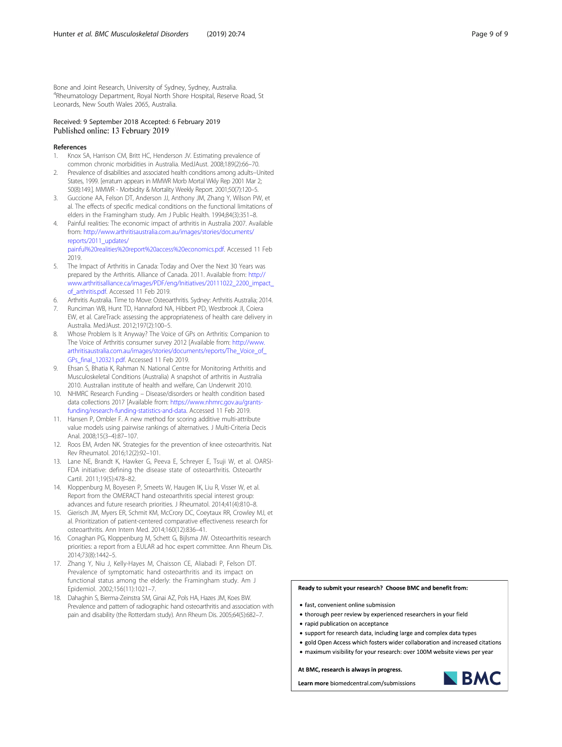Bone and Joint Research, University of Sydney, Sydney, Australia. [4]Rheumatology Department, Royal North Shore Hospital, Reserve Road, St Leonards, New South Wales 2065, Australia.

Received: 9 September 2018 Accepted: 6 February 2019
Published online: 13 February 2019

## References

1. Knox SA, Harrison CM, Britt HC, Henderson JV. Estimating prevalence of common chronic morbidities in Australia. MedJAust. 2008;189(2):66–70.
2. Prevalence of disabilities and associated health conditions among adults--United States, 1999. [erratum appears in MMWR Morb Mortal Wkly Rep 2001 Mar 2; 50(8):149.]. MMWR - Morbidity & Mortality Weekly Report. 2001;50(7):120–5.
3. Guccione AA, Felson DT, Anderson JJ, Anthony JM, Zhang Y, Wilson PW, et al. The effects of specific medical conditions on the functional limitations of elders in the Framingham study. Am J Public Health. 1994;84(3):351–8.
4. Painful realities: The economic impact of arthritis in Australia 2007. Available from: http://www.arthritisaustralia.com.au/images/stories/documents/reports/2011_updates/painful%20realities%20report%20access%20economics.pdf. Accessed 11 Feb 2019.
5. The Impact of Arthritis in Canada: Today and Over the Next 30 Years was prepared by the Arthritis. Alliance of Canada. 2011. Available from: http://www.arthritisalliance.ca/images/PDF/eng/Initiatives/20111022_2200_impact_of_arthritis.pdf. Accessed 11 Feb 2019.
6. Arthritis Australia. Time to Move: Osteoarthritis. Sydney: Arthritis Australia; 2014.
7. Runciman WB, Hunt TD, Hannaford NA, Hibbert PD, Westbrook JI, Coiera EW, et al. CareTrack: assessing the appropriateness of health care delivery in Australia. MedJAust. 2012;197(2):100–5.
8. Whose Problem Is It Anyway? The Voice of GPs on Arthritis: Companion to The Voice of Arthritis consumer survey 2012 [Available from: http://www.arthritisaustralia.com.au/images/stories/documents/reports/The_Voice_of_GPs_final_120321.pdf. Accessed 11 Feb 2019.
9. Ehsan S, Bhatia K, Rahman N. National Centre for Monitoring Arthritis and Musculoskeletal Conditions (Australia) A snapshot of arthritis in Australia 2010. Australian institute of health and welfare, Can Underwrit 2010.
10. NHMRC Research Funding – Disease/disorders or health condition based data collections 2017 [Available from: https://www.nhmrc.gov.au/grants-funding/research-funding-statistics-and-data. Accessed 11 Feb 2019.
11. Hansen P, Ombler F. A new method for scoring additive multi-attribute value models using pairwise rankings of alternatives. J Multi-Criteria Decis Anal. 2008;15(3–4):87–107.
12. Roos EM, Arden NK. Strategies for the prevention of knee osteoarthritis. Nat Rev Rheumatol. 2016;12(2):92–101.
13. Lane NE, Brandt K, Hawker G, Peeva E, Schreyer E, Tsuji W, et al. OARSI-FDA initiative: defining the disease state of osteoarthritis. Osteoarthr Cartil. 2011;19(5):478–82.
14. Kloppenburg M, Boyesen P, Smeets W, Haugen IK, Liu R, Visser W, et al. Report from the OMERACT hand osteoarthritis special interest group: advances and future research priorities. J Rheumatol. 2014;41(4):810–8.
15. Gierisch JM, Myers ER, Schmit KM, McCrory DC, Coeytaux RR, Crowley MJ, et al. Prioritization of patient-centered comparative effectiveness research for osteoarthritis. Ann Intern Med. 2014;160(12):836–41.
16. Conaghan PG, Kloppenburg M, Schett G, Bijlsma JW. Osteoarthritis research priorities: a report from a EULAR ad hoc expert committee. Ann Rheum Dis. 2014;73(8):1442–5.
17. Zhang Y, Niu J, Kelly-Hayes M, Chaisson CE, Aliabadi P, Felson DT. Prevalence of symptomatic hand osteoarthritis and its impact on functional status among the elderly: the Framingham study. Am J Epidemiol. 2002;156(11):1021–7.
18. Dahaghin S, Bierma-Zeinstra SM, Ginai AZ, Pols HA, Hazes JM, Koes BW. Prevalence and pattern of radiographic hand osteoarthritis and association with pain and disability (the Rotterdam study). Ann Rheum Dis. 2005;64(5):682–7.

**Ready to submit your research? Choose BMC and benefit from:**

- fast, convenient online submission
- thorough peer review by experienced researchers in your field
- rapid publication on acceptance
- support for research data, including large and complex data types
- gold Open Access which fosters wider collaboration and increased citations
- maximum visibility for your research: over 100M website views per year

**At BMC, research is always in progress.**

**Learn more** biomedcentral.com/submissions